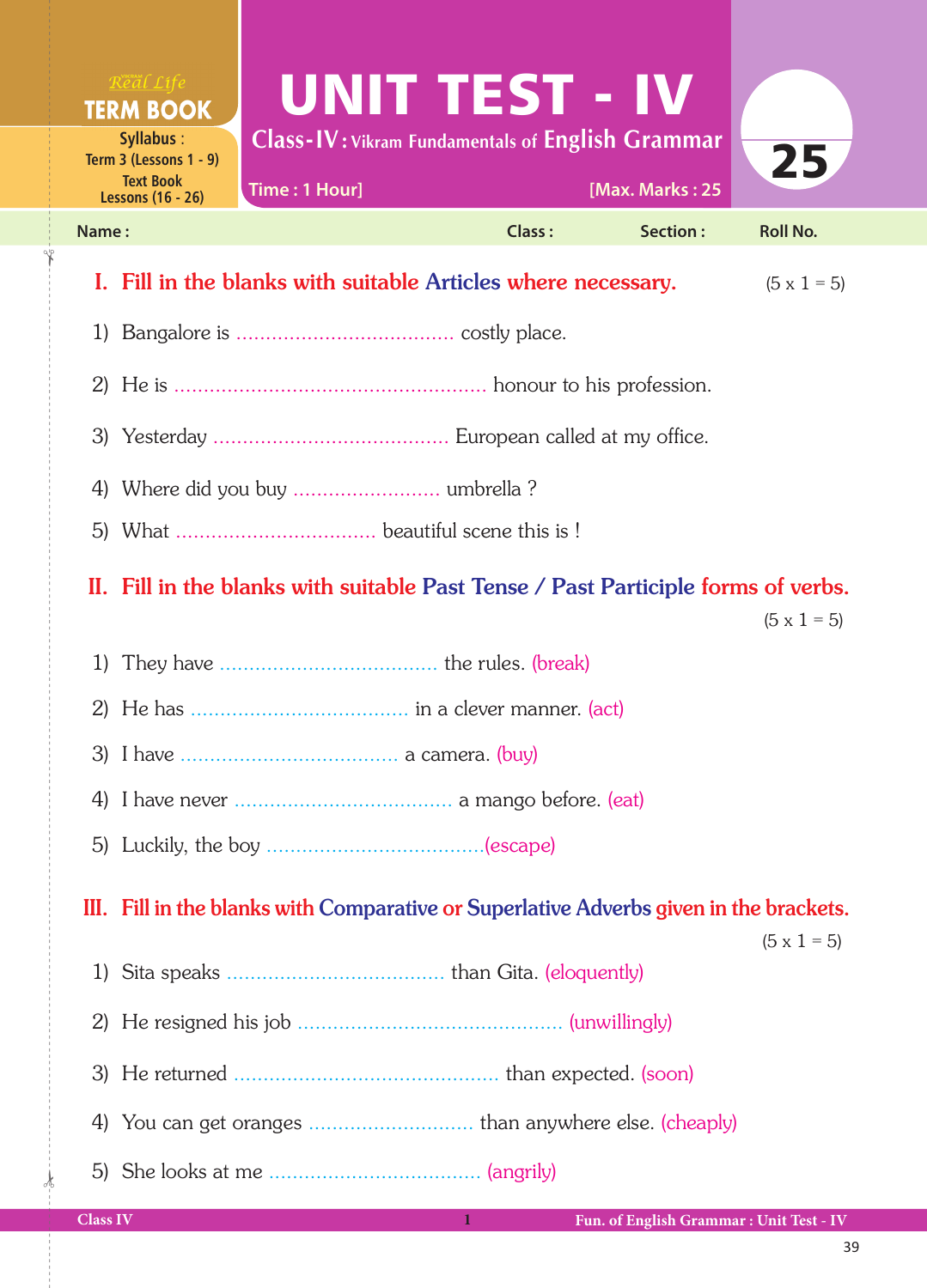Real Life
**TERM BOOK**

**Syllabus :**
Term 3 (Lessons 1 - 9)
Text Book
Lessons (16 - 26)

# UNIT TEST - IV

## Class-IV : Vikram Fundamentals of English Grammar

Time : 1 Hour] [Max. Marks : 25

25

**Name :** **Class :** **Section :** **Roll No.**

### I. Fill in the blanks with suitable Articles where necessary. (5 x 1 = 5)

1) Bangalore is ..................................... costly place.

2) He is ..................................................... honour to his profession.

3) Yesterday ........................................ European called at my office.

4) Where did you buy ......................... umbrella ?

5) What .................................. beautiful scene this is !

### II. Fill in the blanks with suitable Past Tense / Past Participle forms of verbs. (5 x 1 = 5)

1) They have ..................................... the rules. (break)

2) He has ..................................... in a clever manner. (act)

3) I have ..................................... a camera. (buy)

4) I have never ..................................... a mango before. (eat)

5) Luckily, the boy .....................................(escape)

### III. Fill in the blanks with Comparative or Superlative Adverbs given in the brackets. (5 x 1 = 5)

1) Sita speaks ..................................... than Gita. (eloquently)

2) He resigned his job ............................................. (unwillingly)

3) He returned ............................................. than expected. (soon)

4) You can get oranges ............................ than anywhere else. (cheaply)

5) She looks at me .................................... (angrily)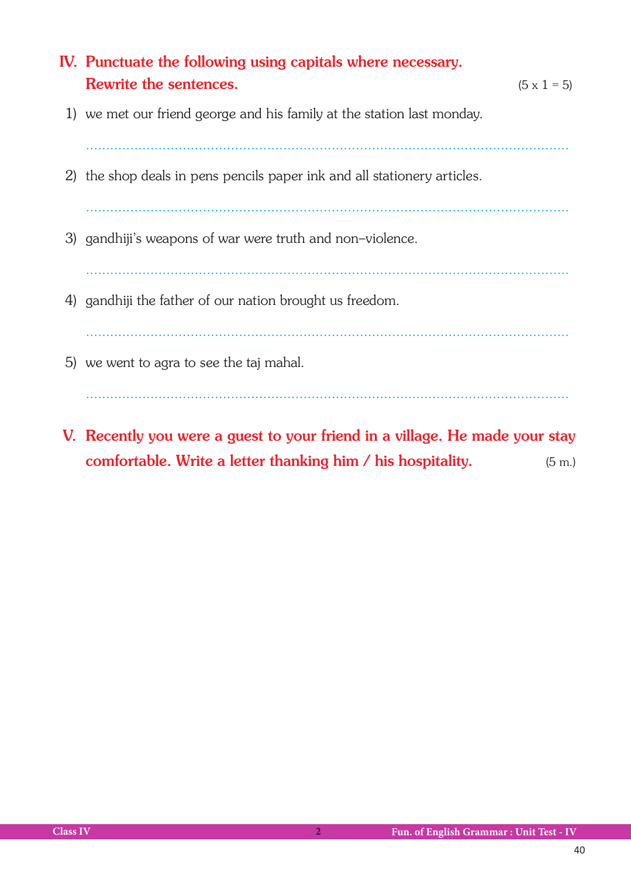**IV. Punctuate the following using capitals where necessary. Rewrite the sentences.** (5 x 1 = 5)

1) we met our friend george and his family at the station last monday.

..........................................................................................................................

2) the shop deals in pens pencils paper ink and all stationery articles.

..........................................................................................................................

3) gandhiji's weapons of war were truth and non–violence.

..........................................................................................................................

4) gandhiji the father of our nation brought us freedom.

..........................................................................................................................

5) we went to agra to see the taj mahal.

..........................................................................................................................

**V. Recently you were a guest to your friend in a village. He made your stay comfortable. Write a letter thanking him / his hospitality.** (5 m.)